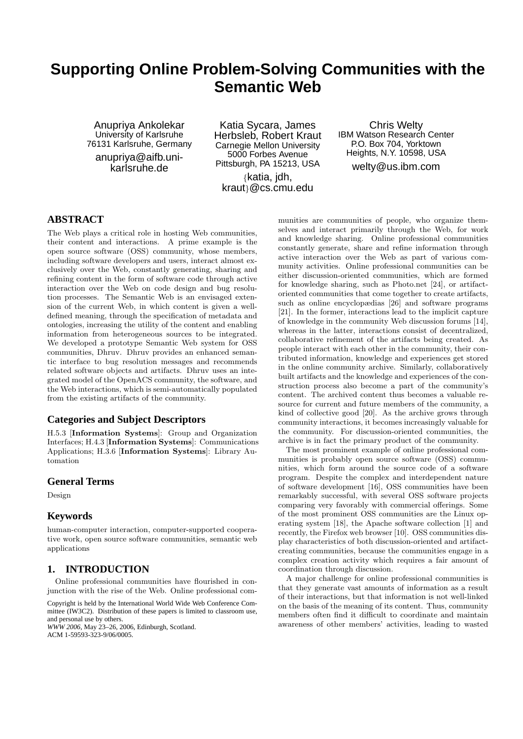# Supporting Online Problem-Solving Communities with the Semantic Web

Anupriya Ankolekar
University of Karlsruhe
76131 Karlsruhe, Germany
anupriya@aifb.uni-karlsruhe.de

Katia Sycara, James Herbsleb, Robert Kraut
Carnegie Mellon University
5000 Forbes Avenue
Pittsburgh, PA 15213, USA
{katia, jdh, kraut}@cs.cmu.edu

Chris Welty
IBM Watson Research Center
P.O. Box 704, Yorktown Heights, N.Y. 10598, USA
welty@us.ibm.com

## ABSTRACT

The Web plays a critical role in hosting Web communities, their content and interactions. A prime example is the open source software (OSS) community, whose members, including software developers and users, interact almost exclusively over the Web, constantly generating, sharing and refining content in the form of software code through active interaction over the Web on code design and bug resolution processes. The Semantic Web is an envisaged extension of the current Web, in which content is given a well-defined meaning, through the specification of metadata and ontologies, increasing the utility of the content and enabling information from heterogeneous sources to be integrated. We developed a prototype Semantic Web system for OSS communities, Dhruv. Dhruv provides an enhanced semantic interface to bug resolution messages and recommends related software objects and artifacts. Dhruv uses an integrated model of the OpenACS community, the software, and the Web interactions, which is semi-automatically populated from the existing artifacts of the community.

### Categories and Subject Descriptors

H.5.3 [**Information Systems**]: Group and Organization Interfaces; H.4.3 [**Information Systems**]: Communications Applications; H.3.6 [**Information Systems**]: Library Automation

### General Terms

Design

### Keywords

human-computer interaction, computer-supported cooperative work, open source software communities, semantic web applications

## 1. INTRODUCTION

Online professional communities have flourished in conjunction with the rise of the Web. Online professional communities are communities of people, who organize themselves and interact primarily through the Web, for work and knowledge sharing. Online professional communities constantly generate, share and refine information through active interaction over the Web as part of various community activities. Online professional communities can be either discussion-oriented communities, which are formed for knowledge sharing, such as Photo.net [24], or artifact-oriented communities that come together to create artifacts, such as online encyclopædias [26] and software programs [21]. In the former, interactions lead to the implicit capture of knowledge in the community Web discussion forums [14], whereas in the latter, interactions consist of decentralized, collaborative refinement of the artifacts being created. As people interact with each other in the community, their contributed information, knowledge and experiences get stored in the online community archive. Similarly, collaboratively built artifacts and the knowledge and experiences of the construction process also become a part of the community's content. The archived content thus becomes a valuable resource for current and future members of the community, a kind of collective good [20]. As the archive grows through community interactions, it becomes increasingly valuable for the community. For discussion-oriented communities, the archive is in fact the primary product of the community.

The most prominent example of online professional communities is probably open source software (OSS) communities, which form around the source code of a software program. Despite the complex and interdependent nature of software development [16], OSS communities have been remarkably successful, with several OSS software projects comparing very favorably with commercial offerings. Some of the most prominent OSS communities are the Linux operating system [18], the Apache software collection [1] and recently, the Firefox web browser [10]. OSS communities display characteristics of both discussion-oriented and artifact-creating communities, because the communities engage in a complex creation activity which requires a fair amount of coordination through discussion.

A major challenge for online professional communities is that they generate vast amounts of information as a result of their interactions, but that information is not well-linked on the basis of the meaning of its content. Thus, community members often find it difficult to coordinate and maintain awareness of other members' activities, leading to wasted

Copyright is held by the International World Wide Web Conference Committee (IW3C2). Distribution of these papers is limited to classroom use, and personal use by others.
*WWW 2006*, May 23–26, 2006, Edinburgh, Scotland.
ACM 1-59593-323-9/06/0005.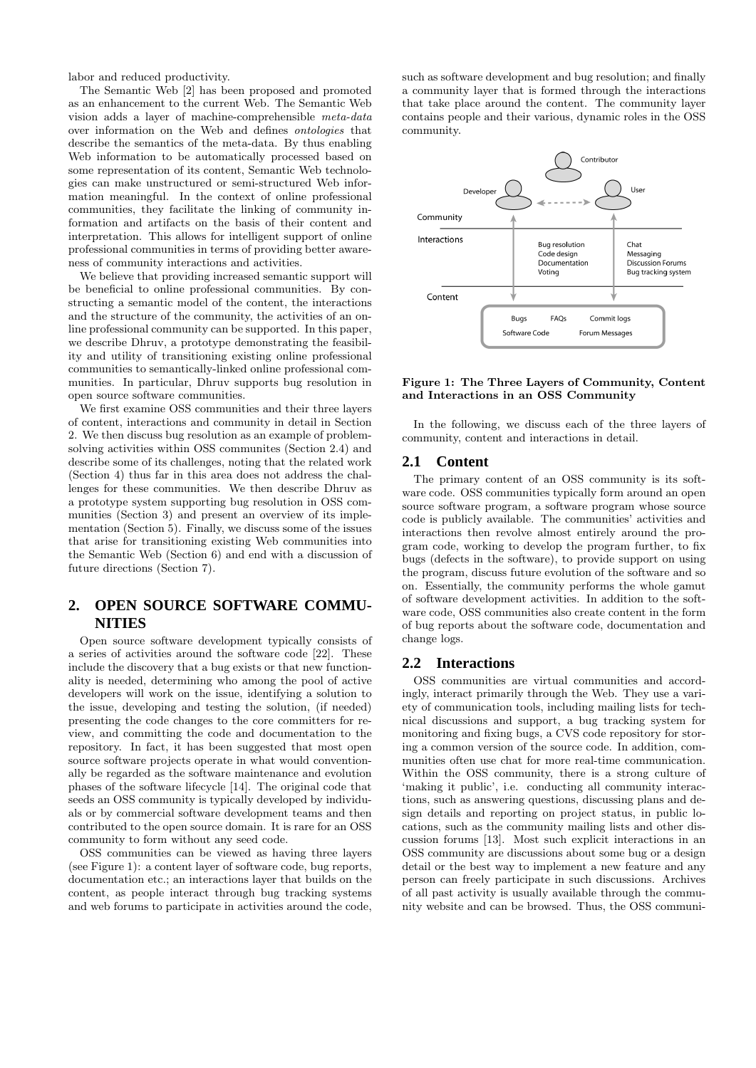labor and reduced productivity.

The Semantic Web [2] has been proposed and promoted as an enhancement to the current Web. The Semantic Web vision adds a layer of machine-comprehensible *meta-data* over information on the Web and defines *ontologies* that describe the semantics of the meta-data. By thus enabling Web information to be automatically processed based on some representation of its content, Semantic Web technologies can make unstructured or semi-structured Web information meaningful. In the context of online professional communities, they facilitate the linking of community information and artifacts on the basis of their content and interpretation. This allows for intelligent support of online professional communities in terms of providing better awareness of community interactions and activities.

We believe that providing increased semantic support will be beneficial to online professional communities. By constructing a semantic model of the content, the interactions and the structure of the community, the activities of an online professional community can be supported. In this paper, we describe Dhruv, a prototype demonstrating the feasibility and utility of transitioning existing online professional communities to semantically-linked online professional communities. In particular, Dhruv supports bug resolution in open source software communities.

We first examine OSS communities and their three layers of content, interactions and community in detail in Section 2. We then discuss bug resolution as an example of problem-solving activities within OSS communites (Section 2.4) and describe some of its challenges, noting that the related work (Section 4) thus far in this area does not address the challenges for these communities. We then describe Dhruv as a prototype system supporting bug resolution in OSS communities (Section 3) and present an overview of its implementation (Section 5). Finally, we discuss some of the issues that arise for transitioning existing Web communities into the Semantic Web (Section 6) and end with a discussion of future directions (Section 7).

## 2. OPEN SOURCE SOFTWARE COMMUNITIES

Open source software development typically consists of a series of activities around the software code [22]. These include the discovery that a bug exists or that new functionality is needed, determining who among the pool of active developers will work on the issue, identifying a solution to the issue, developing and testing the solution, (if needed) presenting the code changes to the core committers for review, and committing the code and documentation to the repository. In fact, it has been suggested that most open source software projects operate in what would conventionally be regarded as the software maintenance and evolution phases of the software lifecycle [14]. The original code that seeds an OSS community is typically developed by individuals or by commercial software development teams and then contributed to the open source domain. It is rare for an OSS community to form without any seed code.

OSS communities can be viewed as having three layers (see Figure 1): a content layer of software code, bug reports, documentation etc.; an interactions layer that builds on the content, as people interact through bug tracking systems and web forums to participate in activities around the code, such as software development and bug resolution; and finally a community layer that is formed through the interactions that take place around the content. The community layer contains people and their various, dynamic roles in the OSS community.

Contributor
Developer
User
Community
Interactions
Bug resolution
Code design
Documentation
Voting
Chat
Messaging
Discussion Forums
Bug tracking system
Content
Bugs
FAQs
Commit logs
Software Code
Forum Messages

**Figure 1: The Three Layers of Community, Content and Interactions in an OSS Community**

In the following, we discuss each of the three layers of community, content and interactions in detail.

### 2.1 Content

The primary content of an OSS community is its software code. OSS communities typically form around an open source software program, a software program whose source code is publicly available. The communities' activities and interactions then revolve almost entirely around the program code, working to develop the program further, to fix bugs (defects in the software), to provide support on using the program, discuss future evolution of the software and so on. Essentially, the community performs the whole gamut of software development activities. In addition to the software code, OSS communities also create content in the form of bug reports about the software code, documentation and change logs.

### 2.2 Interactions

OSS communities are virtual communities and accordingly, interact primarily through the Web. They use a variety of communication tools, including mailing lists for technical discussions and support, a bug tracking system for monitoring and fixing bugs, a CVS code repository for storing a common version of the source code. In addition, communities often use chat for more real-time communication. Within the OSS community, there is a strong culture of 'making it public', i.e. conducting all community interactions, such as answering questions, discussing plans and design details and reporting on project status, in public locations, such as the community mailing lists and other discussion forums [13]. Most such explicit interactions in an OSS community are discussions about some bug or a design detail or the best way to implement a new feature and any person can freely participate in such discussions. Archives of all past activity is usually available through the community website and can be browsed. Thus, the OSS communi-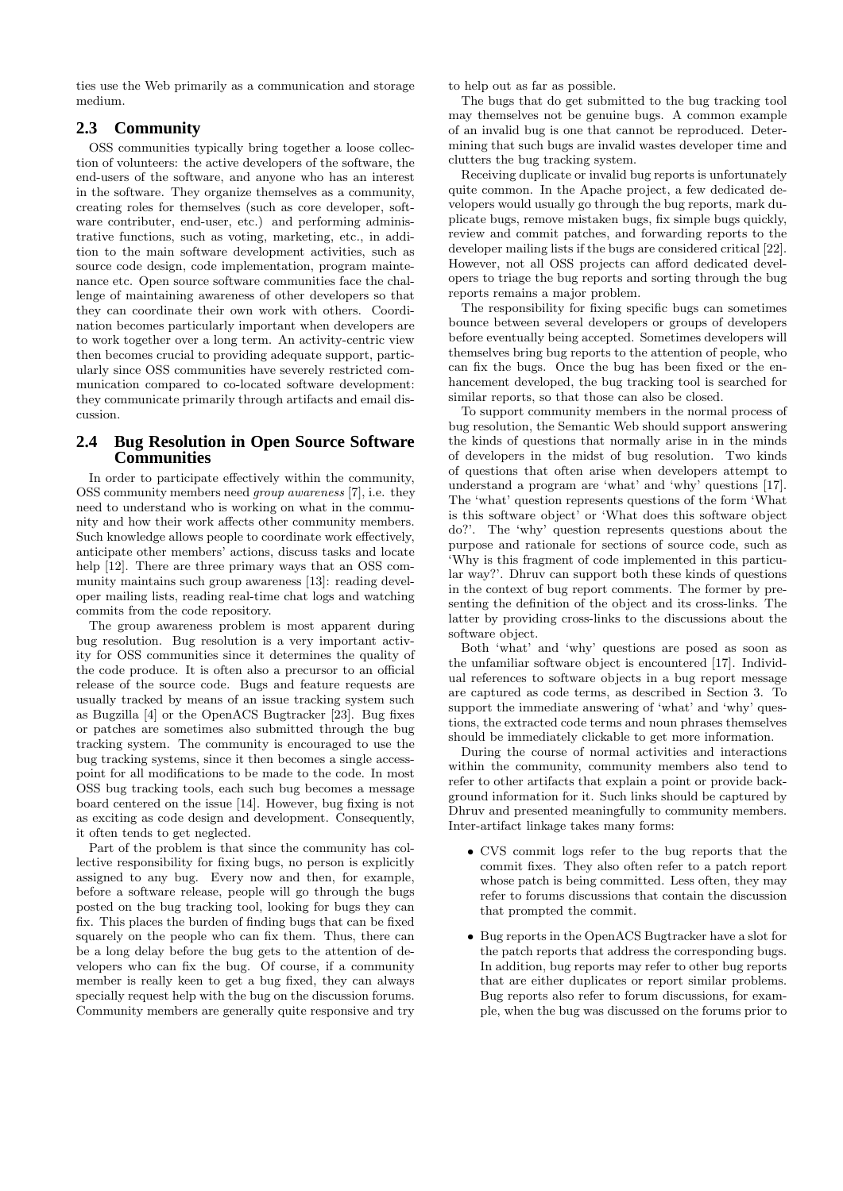ties use the Web primarily as a communication and storage medium.

## 2.3 Community

OSS communities typically bring together a loose collection of volunteers: the active developers of the software, the end-users of the software, and anyone who has an interest in the software. They organize themselves as a community, creating roles for themselves (such as core developer, software contributer, end-user, etc.) and performing administrative functions, such as voting, marketing, etc., in addition to the main software development activities, such as source code design, code implementation, program maintenance etc. Open source software communities face the challenge of maintaining awareness of other developers so that they can coordinate their own work with others. Coordination becomes particularly important when developers are to work together over a long term. An activity-centric view then becomes crucial to providing adequate support, particularly since OSS communities have severely restricted communication compared to co-located software development: they communicate primarily through artifacts and email discussion.

## 2.4 Bug Resolution in Open Source Software Communities

In order to participate effectively within the community, OSS community members need *group awareness* [7], i.e. they need to understand who is working on what in the community and how their work affects other community members. Such knowledge allows people to coordinate work effectively, anticipate other members' actions, discuss tasks and locate help [12]. There are three primary ways that an OSS community maintains such group awareness [13]: reading developer mailing lists, reading real-time chat logs and watching commits from the code repository.

The group awareness problem is most apparent during bug resolution. Bug resolution is a very important activity for OSS communities since it determines the quality of the code produce. It is often also a precursor to an official release of the source code. Bugs and feature requests are usually tracked by means of an issue tracking system such as Bugzilla [4] or the OpenACS Bugtracker [23]. Bug fixes or patches are sometimes also submitted through the bug tracking system. The community is encouraged to use the bug tracking systems, since it then becomes a single access-point for all modifications to be made to the code. In most OSS bug tracking tools, each such bug becomes a message board centered on the issue [14]. However, bug fixing is not as exciting as code design and development. Consequently, it often tends to get neglected.

Part of the problem is that since the community has collective responsibility for fixing bugs, no person is explicitly assigned to any bug. Every now and then, for example, before a software release, people will go through the bugs posted on the bug tracking tool, looking for bugs they can fix. This places the burden of finding bugs that can be fixed squarely on the people who can fix them. Thus, there can be a long delay before the bug gets to the attention of developers who can fix the bug. Of course, if a community member is really keen to get a bug fixed, they can always specially request help with the bug on the discussion forums. Community members are generally quite responsive and try to help out as far as possible.

The bugs that do get submitted to the bug tracking tool may themselves not be genuine bugs. A common example of an invalid bug is one that cannot be reproduced. Determining that such bugs are invalid wastes developer time and clutters the bug tracking system.

Receiving duplicate or invalid bug reports is unfortunately quite common. In the Apache project, a few dedicated developers would usually go through the bug reports, mark duplicate bugs, remove mistaken bugs, fix simple bugs quickly, review and commit patches, and forwarding reports to the developer mailing lists if the bugs are considered critical [22]. However, not all OSS projects can afford dedicated developers to triage the bug reports and sorting through the bug reports remains a major problem.

The responsibility for fixing specific bugs can sometimes bounce between several developers or groups of developers before eventually being accepted. Sometimes developers will themselves bring bug reports to the attention of people, who can fix the bugs. Once the bug has been fixed or the enhancement developed, the bug tracking tool is searched for similar reports, so that those can also be closed.

To support community members in the normal process of bug resolution, the Semantic Web should support answering the kinds of questions that normally arise in in the minds of developers in the midst of bug resolution. Two kinds of questions that often arise when developers attempt to understand a program are 'what' and 'why' questions [17]. The 'what' question represents questions of the form 'What is this software object' or 'What does this software object do?'. The 'why' question represents questions about the purpose and rationale for sections of source code, such as 'Why is this fragment of code implemented in this particular way?'. Dhruv can support both these kinds of questions in the context of bug report comments. The former by presenting the definition of the object and its cross-links. The latter by providing cross-links to the discussions about the software object.

Both 'what' and 'why' questions are posed as soon as the unfamiliar software object is encountered [17]. Individual references to software objects in a bug report message are captured as code terms, as described in Section 3. To support the immediate answering of 'what' and 'why' questions, the extracted code terms and noun phrases themselves should be immediately clickable to get more information.

During the course of normal activities and interactions within the community, community members also tend to refer to other artifacts that explain a point or provide background information for it. Such links should be captured by Dhruv and presented meaningfully to community members. Inter-artifact linkage takes many forms:

- CVS commit logs refer to the bug reports that the commit fixes. They also often refer to a patch report whose patch is being committed. Less often, they may refer to forums discussions that contain the discussion that prompted the commit.
- Bug reports in the OpenACS Bugtracker have a slot for the patch reports that address the corresponding bugs. In addition, bug reports may refer to other bug reports that are either duplicates or report similar problems. Bug reports also refer to forum discussions, for example, when the bug was discussed on the forums prior to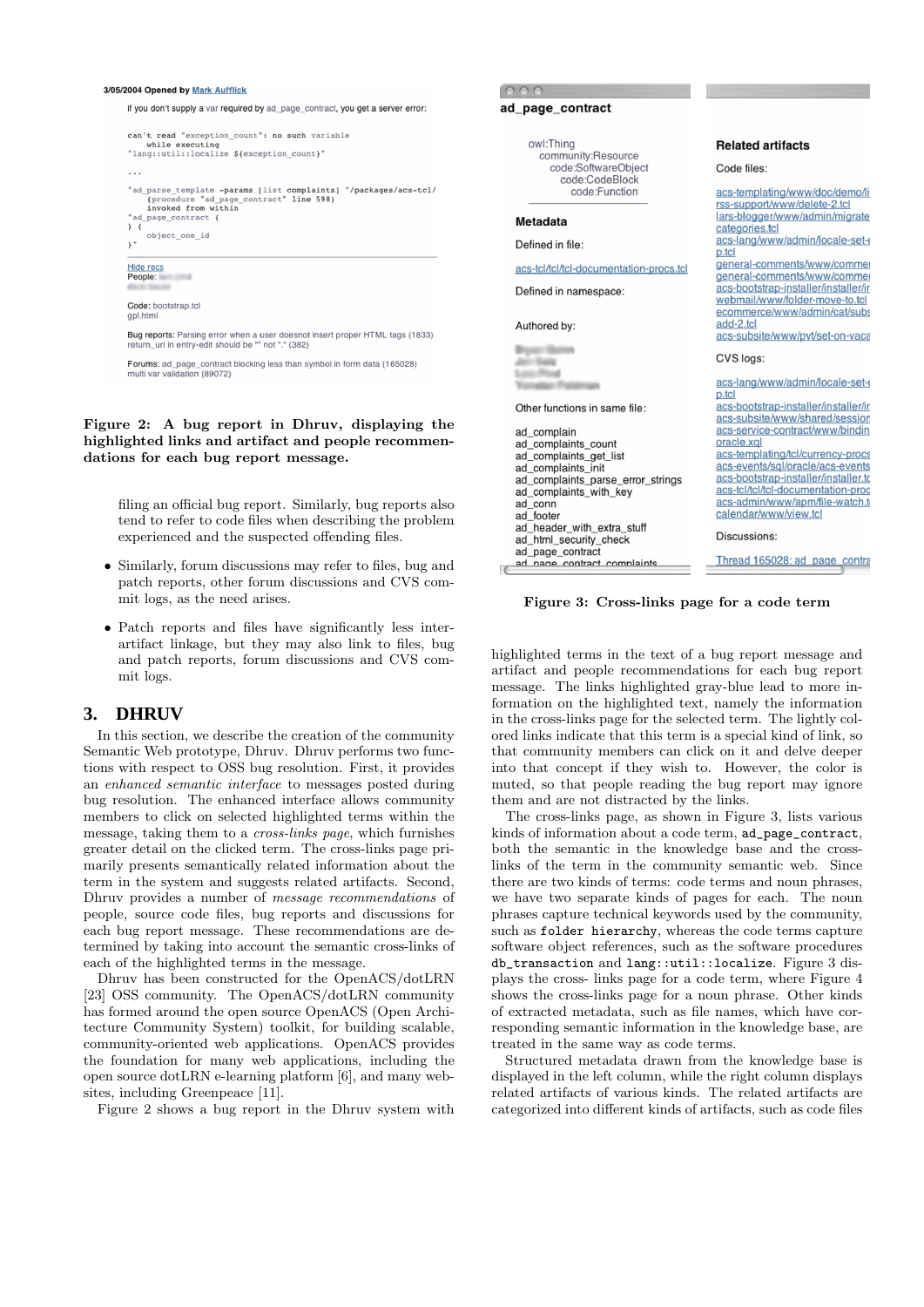Figure 2: A bug report in Dhruv, displaying the highlighted links and artifact and people recommendations for each bug report message.

filing an official bug report. Similarly, bug reports also tend to refer to code files when describing the problem experienced and the suspected offending files.

- Similarly, forum discussions may refer to files, bug and patch reports, other forum discussions and CVS commit logs, as the need arises.
- Patch reports and files have significantly less inter-artifact linkage, but they may also link to files, bug and patch reports, forum discussions and CVS commit logs.

## 3. DHRUV

In this section, we describe the creation of the community Semantic Web prototype, Dhruv. Dhruv performs two functions with respect to OSS bug resolution. First, it provides an *enhanced semantic interface* to messages posted during bug resolution. The enhanced interface allows community members to click on selected highlighted terms within the message, taking them to a *cross-links page*, which furnishes greater detail on the clicked term. The cross-links page primarily presents semantically related information about the term in the system and suggests related artifacts. Second, Dhruv provides a number of *message recommendations* of people, source code files, bug reports and discussions for each bug report message. These recommendations are determined by taking into account the semantic cross-links of each of the highlighted terms in the message.

Dhruv has been constructed for the OpenACS/dotLRN [23] OSS community. The OpenACS/dotLRN community has formed around the open source OpenACS (Open Architecture Community System) toolkit, for building scalable, community-oriented web applications. OpenACS provides the foundation for many web applications, including the open source dotLRN e-learning platform [6], and many websites, including Greenpeace [11].

Figure 2 shows a bug report in the Dhruv system with highlighted terms in the text of a bug report message and artifact and people recommendations for each bug report message. The links highlighted gray-blue lead to more information on the highlighted text, namely the information in the cross-links page for the selected term. The lightly colored links indicate that this term is a special kind of link, so that community members can click on it and delve deeper into that concept if they wish to. However, the color is muted, so that people reading the bug report may ignore them and are not distracted by the links.

Figure 3: Cross-links page for a code term

The cross-links page, as shown in Figure 3, lists various kinds of information about a code term, `ad_page_contract`, both the semantic in the knowledge base and the cross-links of the term in the community semantic web. Since there are two kinds of terms: code terms and noun phrases, we have two separate kinds of pages for each. The noun phrases capture technical keywords used by the community, such as `folder hierarchy`, whereas the code terms capture software object references, such as the software procedures `db_transaction` and `lang::util::localize`. Figure 3 displays the cross- links page for a code term, where Figure 4 shows the cross-links page for a noun phrase. Other kinds of extracted metadata, such as file names, which have corresponding semantic information in the knowledge base, are treated in the same way as code terms.

Structured metadata drawn from the knowledge base is displayed in the left column, while the right column displays related artifacts of various kinds. The related artifacts are categorized into different kinds of artifacts, such as code files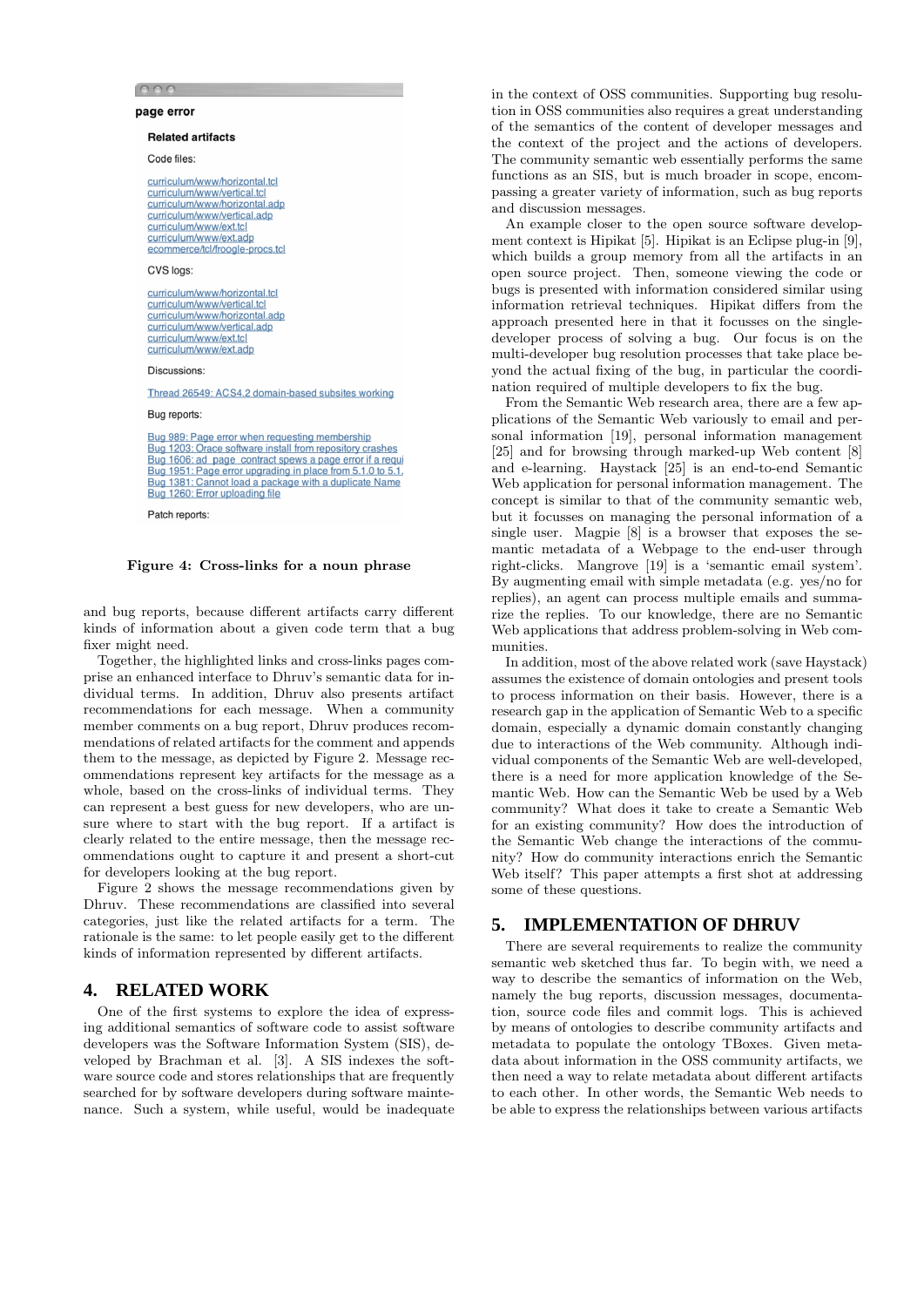page error

**Related artifacts**

Code files:

curriculum/www/horizontal.tcl
curriculum/www/vertical.tcl
curriculum/www/horizontal.adp
curriculum/www/vertical.adp
curriculum/www/ext.tcl
curriculum/www/ext.adp
ecommerce/tcl/froogle-procs.tcl

CVS logs:

curriculum/www/horizontal.tcl
curriculum/www/vertical.tcl
curriculum/www/horizontal.adp
curriculum/www/vertical.adp
curriculum/www/ext.tcl
curriculum/www/ext.adp

Discussions:

Thread 26549: ACS4.2 domain-based subsites working

Bug reports:

Bug 989: Page error when requesting membership
Bug 1203: Orace software install from repository crashes
Bug 1606: ad_page_contract spews a page error if a requi
Bug 1951: Page error upgrading in place from 5.1.0 to 5.1.
Bug 1381: Cannot load a package with a duplicate Name
Bug 1260: Error uploading file

Patch reports:

**Figure 4: Cross-links for a noun phrase**

and bug reports, because different artifacts carry different kinds of information about a given code term that a bug fixer might need.

Together, the highlighted links and cross-links pages comprise an enhanced interface to Dhruv's semantic data for individual terms. In addition, Dhruv also presents artifact recommendations for each message. When a community member comments on a bug report, Dhruv produces recommendations of related artifacts for the comment and appends them to the message, as depicted by Figure 2. Message recommendations represent key artifacts for the message as a whole, based on the cross-links of individual terms. They can represent a best guess for new developers, who are unsure where to start with the bug report. If a artifact is clearly related to the entire message, then the message recommendations ought to capture it and present a short-cut for developers looking at the bug report.

Figure 2 shows the message recommendations given by Dhruv. These recommendations are classified into several categories, just like the related artifacts for a term. The rationale is the same: to let people easily get to the different kinds of information represented by different artifacts.

## 4. RELATED WORK

One of the first systems to explore the idea of expressing additional semantics of software code to assist software developers was the Software Information System (SIS), developed by Brachman et al. [3]. A SIS indexes the software source code and stores relationships that are frequently searched for by software developers during software maintenance. Such a system, while useful, would be inadequate in the context of OSS communities. Supporting bug resolution in OSS communities also requires a great understanding of the semantics of the content of developer messages and the context of the project and the actions of developers. The community semantic web essentially performs the same functions as an SIS, but is much broader in scope, encompassing a greater variety of information, such as bug reports and discussion messages.

An example closer to the open source software development context is Hipikat [5]. Hipikat is an Eclipse plug-in [9], which builds a group memory from all the artifacts in an open source project. Then, someone viewing the code or bugs is presented with information considered similar using information retrieval techniques. Hipikat differs from the approach presented here in that it focusses on the single-developer process of solving a bug. Our focus is on the multi-developer bug resolution processes that take place beyond the actual fixing of the bug, in particular the coordination required of multiple developers to fix the bug.

From the Semantic Web research area, there are a few applications of the Semantic Web variously to email and personal information [19], personal information management [25] and for browsing through marked-up Web content [8] and e-learning. Haystack [25] is an end-to-end Semantic Web application for personal information management. The concept is similar to that of the community semantic web, but it focusses on managing the personal information of a single user. Magpie [8] is a browser that exposes the semantic metadata of a Webpage to the end-user through right-clicks. Mangrove [19] is a 'semantic email system'. By augmenting email with simple metadata (e.g. yes/no for replies), an agent can process multiple emails and summarize the replies. To our knowledge, there are no Semantic Web applications that address problem-solving in Web communities.

In addition, most of the above related work (save Haystack) assumes the existence of domain ontologies and present tools to process information on their basis. However, there is a research gap in the application of Semantic Web to a specific domain, especially a dynamic domain constantly changing due to interactions of the Web community. Although individual components of the Semantic Web are well-developed, there is a need for more application knowledge of the Semantic Web. How can the Semantic Web be used by a Web community? What does it take to create a Semantic Web for an existing community? How does the introduction of the Semantic Web change the interactions of the community? How do community interactions enrich the Semantic Web itself? This paper attempts a first shot at addressing some of these questions.

## 5. IMPLEMENTATION OF DHRUV

There are several requirements to realize the community semantic web sketched thus far. To begin with, we need a way to describe the semantics of information on the Web, namely the bug reports, discussion messages, documentation, source code files and commit logs. This is achieved by means of ontologies to describe community artifacts and metadata to populate the ontology TBoxes. Given metadata about information in the OSS community artifacts, we then need a way to relate metadata about different artifacts to each other. In other words, the Semantic Web needs to be able to express the relationships between various artifacts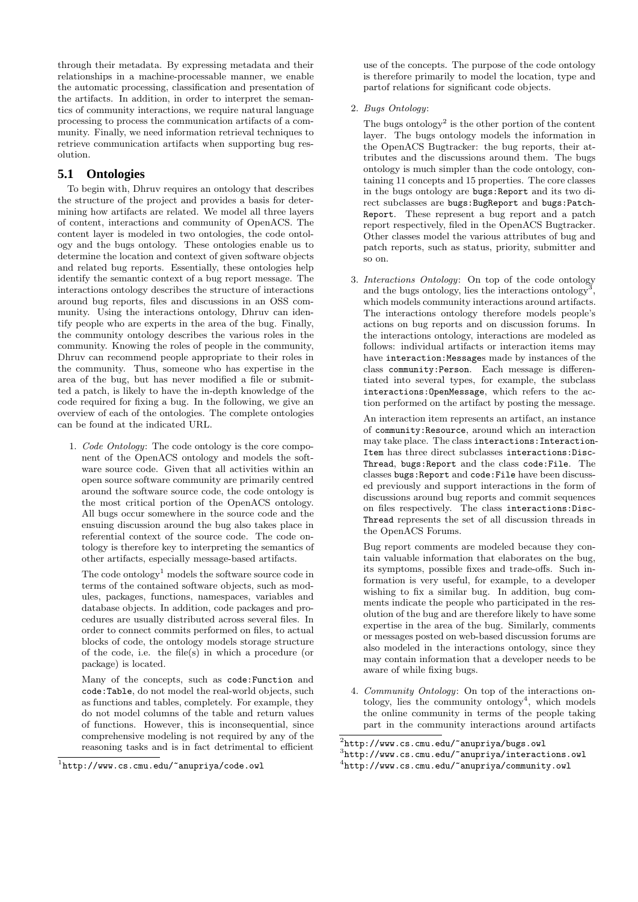through their metadata. By expressing metadata and their relationships in a machine-processable manner, we enable the automatic processing, classification and presentation of the artifacts. In addition, in order to interpret the semantics of community interactions, we require natural language processing to process the communication artifacts of a community. Finally, we need information retrieval techniques to retrieve communication artifacts when supporting bug resolution.

## 5.1 Ontologies

To begin with, Dhruv requires an ontology that describes the structure of the project and provides a basis for determining how artifacts are related. We model all three layers of content, interactions and community of OpenACS. The content layer is modeled in two ontologies, the code ontology and the bugs ontology. These ontologies enable us to determine the location and context of given software objects and related bug reports. Essentially, these ontologies help identify the semantic context of a bug report message. The interactions ontology describes the structure of interactions around bug reports, files and discussions in an OSS community. Using the interactions ontology, Dhruv can identify people who are experts in the area of the bug. Finally, the community ontology describes the various roles in the community. Knowing the roles of people in the community, Dhruv can recommend people appropriate to their roles in the community. Thus, someone who has expertise in the area of the bug, but has never modified a file or submitted a patch, is likely to have the in-depth knowledge of the code required for fixing a bug. In the following, we give an overview of each of the ontologies. The complete ontologies can be found at the indicated URL.

1. *Code Ontology*: The code ontology is the core component of the OpenACS ontology and models the software source code. Given that all activities within an open source software community are primarily centred around the software source code, the code ontology is the most critical portion of the OpenACS ontology. All bugs occur somewhere in the source code and the ensuing discussion around the bug also takes place in referential context of the source code. The code ontology is therefore key to interpreting the semantics of other artifacts, especially message-based artifacts.

   The code ontology[1] models the software source code in terms of the contained software objects, such as modules, packages, functions, namespaces, variables and database objects. In addition, code packages and procedures are usually distributed across several files. In order to connect commits performed on files, to actual blocks of code, the ontology models storage structure of the code, i.e. the file(s) in which a procedure (or package) is located.

   Many of the concepts, such as `code:Function` and `code:Table`, do not model the real-world objects, such as functions and tables, completely. For example, they do not model columns of the table and return values of functions. However, this is inconsequential, since comprehensive modeling is not required by any of the reasoning tasks and is in fact detrimental to efficient use of the concepts. The purpose of the code ontology is therefore primarily to model the location, type and partof relations for significant code objects.

2. *Bugs Ontology*:

   The bugs ontology[2] is the other portion of the content layer. The bugs ontology models the information in the OpenACS Bugtracker: the bug reports, their attributes and the discussions around them. The bugs ontology is much simpler than the code ontology, containing 11 concepts and 15 properties. The core classes in the bugs ontology are `bugs:Report` and its two direct subclasses are `bugs:BugReport` and `bugs:PatchReport`. These represent a bug report and a patch report respectively, filed in the OpenACS Bugtracker. Other classes model the various attributes of bug and patch reports, such as status, priority, submitter and so on.

3. *Interactions Ontology*: On top of the code ontology and the bugs ontology, lies the interactions ontology[3], which models community interactions around artifacts. The interactions ontology therefore models people's actions on bug reports and on discussion forums. In the interactions ontology, interactions are modeled as follows: individual artifacts or interaction items may have `interaction:Message`s made by instances of the class `community:Person`. Each message is differentiated into several types, for example, the subclass `interactions:OpenMessage`, which refers to the action performed on the artifact by posting the message.

   An interaction item represents an artifact, an instance of `community:Resource`, around which an interaction may take place. The class `interactions:InteractionItem` has three direct subclasses `interactions:DiscThread`, `bugs:Report` and the class `code:File`. The classes `bugs:Report` and `code:File` have been discussed previously and support interactions in the form of discussions around bug reports and commit sequences on files respectively. The class `interactions:DiscThread` represents the set of all discussion threads in the OpenACS Forums.

   Bug report comments are modeled because they contain valuable information that elaborates on the bug, its symptoms, possible fixes and trade-offs. Such information is very useful, for example, to a developer wishing to fix a similar bug. In addition, bug comments indicate the people who participated in the resolution of the bug and are therefore likely to have some expertise in the area of the bug. Similarly, comments or messages posted on web-based discussion forums are also modeled in the interactions ontology, since they may contain information that a developer needs to be aware of while fixing bugs.

4. *Community Ontology*: On top of the interactions ontology, lies the community ontology[4], which models the online community in terms of the people taking part in the community interactions around artifacts

[1] http://www.cs.cmu.edu/~anupriya/code.owl

[2] http://www.cs.cmu.edu/~anupriya/bugs.owl

[3] http://www.cs.cmu.edu/~anupriya/interactions.owl

[4] http://www.cs.cmu.edu/~anupriya/community.owl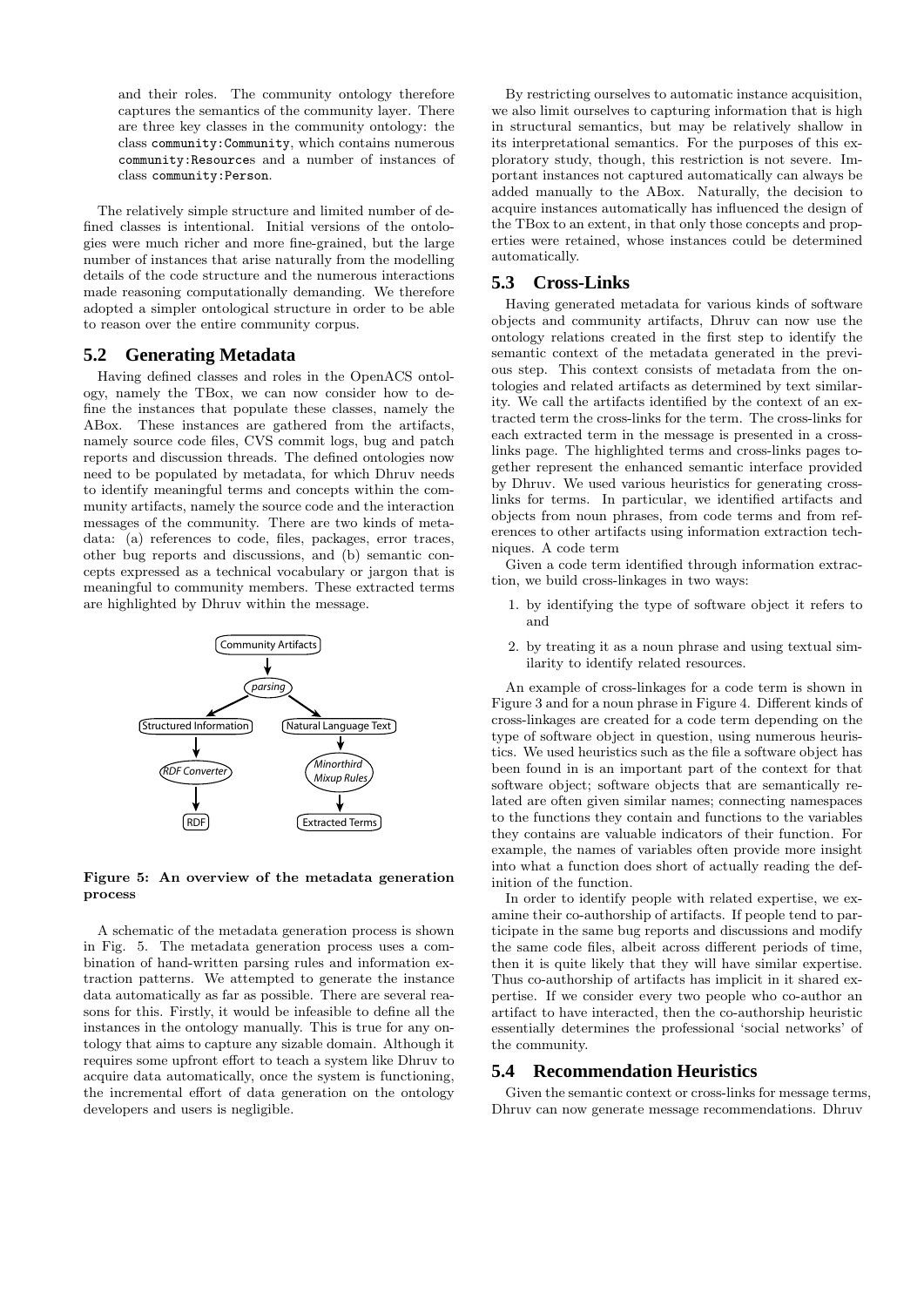and their roles. The community ontology therefore captures the semantics of the community layer. There are three key classes in the community ontology: the class `community:Community`, which contains numerous `community:Resource`s and a number of instances of class `community:Person`.

The relatively simple structure and limited number of defined classes is intentional. Initial versions of the ontologies were much richer and more fine-grained, but the large number of instances that arise naturally from the modelling details of the code structure and the numerous interactions made reasoning computationally demanding. We therefore adopted a simpler ontological structure in order to be able to reason over the entire community corpus.

## 5.2 Generating Metadata

Having defined classes and roles in the OpenACS ontology, namely the TBox, we can now consider how to define the instances that populate these classes, namely the ABox. These instances are gathered from the artifacts, namely source code files, CVS commit logs, bug and patch reports and discussion threads. The defined ontologies now need to be populated by metadata, for which Dhruv needs to identify meaningful terms and concepts within the community artifacts, namely the source code and the interaction messages of the community. There are two kinds of metadata: (a) references to code, files, packages, error traces, other bug reports and discussions, and (b) semantic concepts expressed as a technical vocabulary or jargon that is meaningful to community members. These extracted terms are highlighted by Dhruv within the message.

Community Artifacts

parsing

Structured Information

Natural Language Text

RDF Converter

Minorthird Mixup Rules

RDF

Extracted Terms

**Figure 5: An overview of the metadata generation process**

A schematic of the metadata generation process is shown in Fig. 5. The metadata generation process uses a combination of hand-written parsing rules and information extraction patterns. We attempted to generate the instance data automatically as far as possible. There are several reasons for this. Firstly, it would be infeasible to define all the instances in the ontology manually. This is true for any ontology that aims to capture any sizable domain. Although it requires some upfront effort to teach a system like Dhruv to acquire data automatically, once the system is functioning, the incremental effort of data generation on the ontology developers and users is negligible.

By restricting ourselves to automatic instance acquisition, we also limit ourselves to capturing information that is high in structural semantics, but may be relatively shallow in its interpretational semantics. For the purposes of this exploratory study, though, this restriction is not severe. Important instances not captured automatically can always be added manually to the ABox. Naturally, the decision to acquire instances automatically has influenced the design of the TBox to an extent, in that only those concepts and properties were retained, whose instances could be determined automatically.

## 5.3 Cross-Links

Having generated metadata for various kinds of software objects and community artifacts, Dhruv can now use the ontology relations created in the first step to identify the semantic context of the metadata generated in the previous step. This context consists of metadata from the ontologies and related artifacts as determined by text similarity. We call the artifacts identified by the context of an extracted term the cross-links for the term. The cross-links for each extracted term in the message is presented in a cross-links page. The highlighted terms and cross-links pages together represent the enhanced semantic interface provided by Dhruv. We used various heuristics for generating cross-links for terms. In particular, we identified artifacts and objects from noun phrases, from code terms and from references to other artifacts using information extraction techniques. A code term

Given a code term identified through information extraction, we build cross-linkages in two ways:

1. by identifying the type of software object it refers to and
2. by treating it as a noun phrase and using textual similarity to identify related resources.

An example of cross-linkages for a code term is shown in Figure 3 and for a noun phrase in Figure 4. Different kinds of cross-linkages are created for a code term depending on the type of software object in question, using numerous heuristics. We used heuristics such as the file a software object has been found in is an important part of the context for that software object; software objects that are semantically related are often given similar names; connecting namespaces to the functions they contain and functions to the variables they contains are valuable indicators of their function. For example, the names of variables often provide more insight into what a function does short of actually reading the definition of the function.

In order to identify people with related expertise, we examine their co-authorship of artifacts. If people tend to participate in the same bug reports and discussions and modify the same code files, albeit across different periods of time, then it is quite likely that they will have similar expertise. Thus co-authorship of artifacts has implicit in it shared expertise. If we consider every two people who co-author an artifact to have interacted, then the co-authorship heuristic essentially determines the professional 'social networks' of the community.

## 5.4 Recommendation Heuristics

Given the semantic context or cross-links for message terms, Dhruv can now generate message recommendations. Dhruv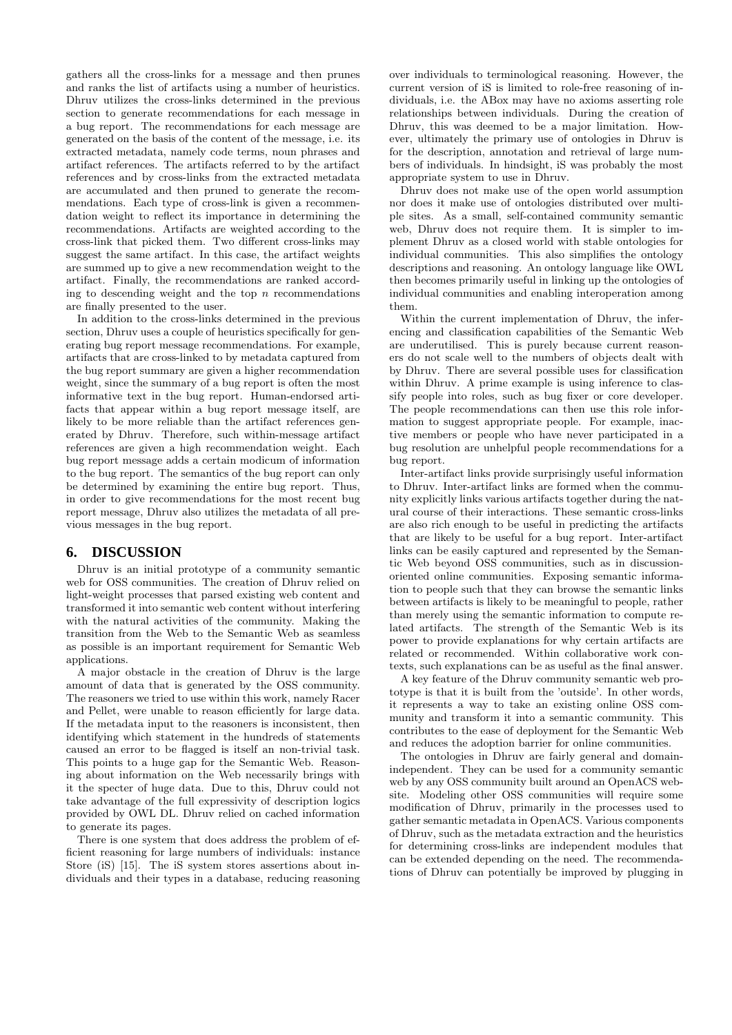gathers all the cross-links for a message and then prunes and ranks the list of artifacts using a number of heuristics. Dhruv utilizes the cross-links determined in the previous section to generate recommendations for each message in a bug report. The recommendations for each message are generated on the basis of the content of the message, i.e. its extracted metadata, namely code terms, noun phrases and artifact references. The artifacts referred to by the artifact references and by cross-links from the extracted metadata are accumulated and then pruned to generate the recommendations. Each type of cross-link is given a recommendation weight to reflect its importance in determining the recommendations. Artifacts are weighted according to the cross-link that picked them. Two different cross-links may suggest the same artifact. In this case, the artifact weights are summed up to give a new recommendation weight to the artifact. Finally, the recommendations are ranked according to descending weight and the top $n$ recommendations are finally presented to the user.

In addition to the cross-links determined in the previous section, Dhruv uses a couple of heuristics specifically for generating bug report message recommendations. For example, artifacts that are cross-linked to by metadata captured from the bug report summary are given a higher recommendation weight, since the summary of a bug report is often the most informative text in the bug report. Human-endorsed artifacts that appear within a bug report message itself, are likely to be more reliable than the artifact references generated by Dhruv. Therefore, such within-message artifact references are given a high recommendation weight. Each bug report message adds a certain modicum of information to the bug report. The semantics of the bug report can only be determined by examining the entire bug report. Thus, in order to give recommendations for the most recent bug report message, Dhruv also utilizes the metadata of all previous messages in the bug report.

## 6. DISCUSSION

Dhruv is an initial prototype of a community semantic web for OSS communities. The creation of Dhruv relied on light-weight processes that parsed existing web content and transformed it into semantic web content without interfering with the natural activities of the community. Making the transition from the Web to the Semantic Web as seamless as possible is an important requirement for Semantic Web applications.

A major obstacle in the creation of Dhruv is the large amount of data that is generated by the OSS community. The reasoners we tried to use within this work, namely Racer and Pellet, were unable to reason efficiently for large data. If the metadata input to the reasoners is inconsistent, then identifying which statement in the hundreds of statements caused an error to be flagged is itself an non-trivial task. This points to a huge gap for the Semantic Web. Reasoning about information on the Web necessarily brings with it the specter of huge data. Due to this, Dhruv could not take advantage of the full expressivity of description logics provided by OWL DL. Dhruv relied on cached information to generate its pages.

There is one system that does address the problem of efficient reasoning for large numbers of individuals: instance Store (iS) [15]. The iS system stores assertions about individuals and their types in a database, reducing reasoning over individuals to terminological reasoning. However, the current version of iS is limited to role-free reasoning of individuals, i.e. the ABox may have no axioms asserting role relationships between individuals. During the creation of Dhruv, this was deemed to be a major limitation. However, ultimately the primary use of ontologies in Dhruv is for the description, annotation and retrieval of large numbers of individuals. In hindsight, iS was probably the most appropriate system to use in Dhruv.

Dhruv does not make use of the open world assumption nor does it make use of ontologies distributed over multiple sites. As a small, self-contained community semantic web, Dhruv does not require them. It is simpler to implement Dhruv as a closed world with stable ontologies for individual communities. This also simplifies the ontology descriptions and reasoning. An ontology language like OWL then becomes primarily useful in linking up the ontologies of individual communities and enabling interoperation among them.

Within the current implementation of Dhruv, the inferencing and classification capabilities of the Semantic Web are underutilised. This is purely because current reasoners do not scale well to the numbers of objects dealt with by Dhruv. There are several possible uses for classification within Dhruv. A prime example is using inference to classify people into roles, such as bug fixer or core developer. The people recommendations can then use this role information to suggest appropriate people. For example, inactive members or people who have never participated in a bug resolution are unhelpful people recommendations for a bug report.

Inter-artifact links provide surprisingly useful information to Dhruv. Inter-artifact links are formed when the community explicitly links various artifacts together during the natural course of their interactions. These semantic cross-links are also rich enough to be useful in predicting the artifacts that are likely to be useful for a bug report. Inter-artifact links can be easily captured and represented by the Semantic Web beyond OSS communities, such as in discussion-oriented online communities. Exposing semantic information to people such that they can browse the semantic links between artifacts is likely to be meaningful to people, rather than merely using the semantic information to compute related artifacts. The strength of the Semantic Web is its power to provide explanations for why certain artifacts are related or recommended. Within collaborative work contexts, such explanations can be as useful as the final answer.

A key feature of the Dhruv community semantic web prototype is that it is built from the 'outside'. In other words, it represents a way to take an existing online OSS community and transform it into a semantic community. This contributes to the ease of deployment for the Semantic Web and reduces the adoption barrier for online communities.

The ontologies in Dhruv are fairly general and domain-independent. They can be used for a community semantic web by any OSS community built around an OpenACS website. Modeling other OSS communities will require some modification of Dhruv, primarily in the processes used to gather semantic metadata in OpenACS. Various components of Dhruv, such as the metadata extraction and the heuristics for determining cross-links are independent modules that can be extended depending on the need. The recommendations of Dhruv can potentially be improved by plugging in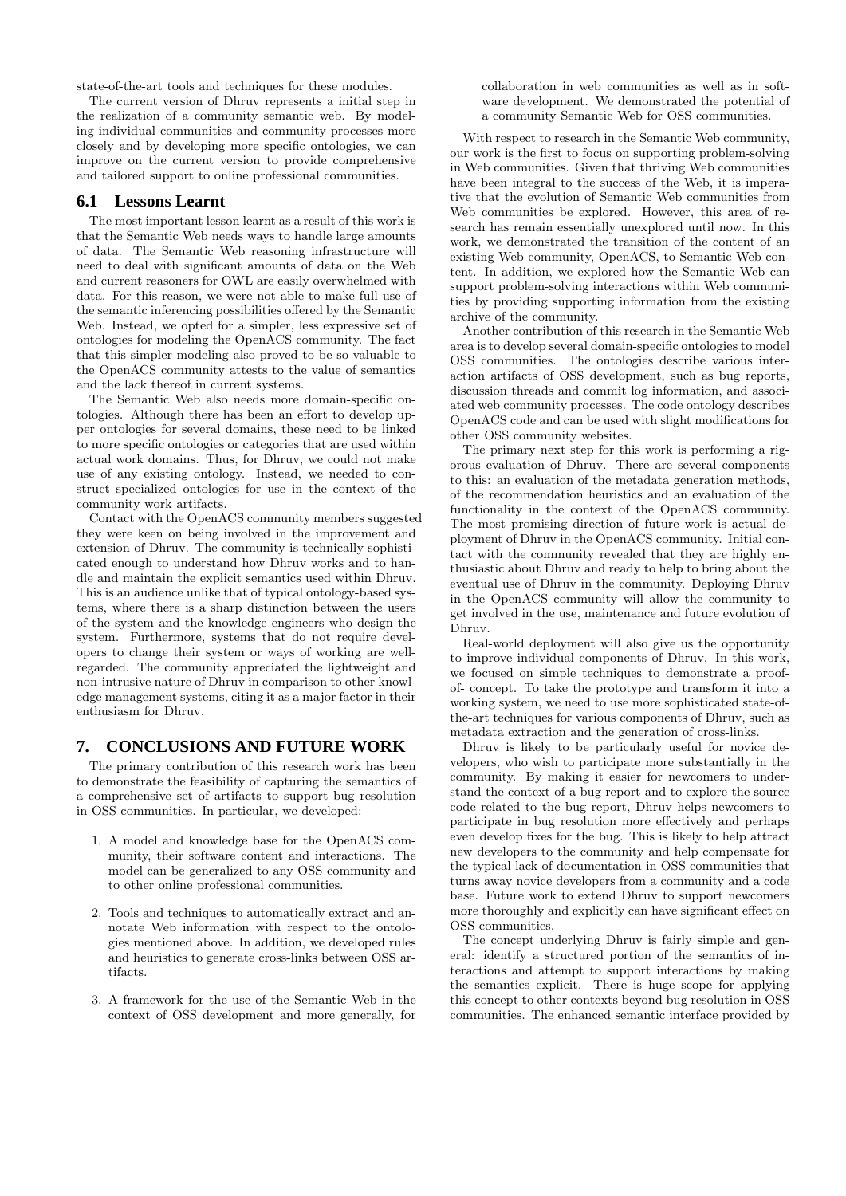state-of-the-art tools and techniques for these modules.

The current version of Dhruv represents a initial step in the realization of a community semantic web. By modeling individual communities and community processes more closely and by developing more specific ontologies, we can improve on the current version to provide comprehensive and tailored support to online professional communities.

## 6.1 Lessons Learnt

The most important lesson learnt as a result of this work is that the Semantic Web needs ways to handle large amounts of data. The Semantic Web reasoning infrastructure will need to deal with significant amounts of data on the Web and current reasoners for OWL are easily overwhelmed with data. For this reason, we were not able to make full use of the semantic inferencing possibilities offered by the Semantic Web. Instead, we opted for a simpler, less expressive set of ontologies for modeling the OpenACS community. The fact that this simpler modeling also proved to be so valuable to the OpenACS community attests to the value of semantics and the lack thereof in current systems.

The Semantic Web also needs more domain-specific ontologies. Although there has been an effort to develop upper ontologies for several domains, these need to be linked to more specific ontologies or categories that are used within actual work domains. Thus, for Dhruv, we could not make use of any existing ontology. Instead, we needed to construct specialized ontologies for use in the context of the community work artifacts.

Contact with the OpenACS community members suggested they were keen on being involved in the improvement and extension of Dhruv. The community is technically sophisticated enough to understand how Dhruv works and to handle and maintain the explicit semantics used within Dhruv. This is an audience unlike that of typical ontology-based systems, where there is a sharp distinction between the users of the system and the knowledge engineers who design the system. Furthermore, systems that do not require developers to change their system or ways of working are well-regarded. The community appreciated the lightweight and non-intrusive nature of Dhruv in comparison to other knowledge management systems, citing it as a major factor in their enthusiasm for Dhruv.

# 7. CONCLUSIONS AND FUTURE WORK

The primary contribution of this research work has been to demonstrate the feasibility of capturing the semantics of a comprehensive set of artifacts to support bug resolution in OSS communities. In particular, we developed:

1. A model and knowledge base for the OpenACS community, their software content and interactions. The model can be generalized to any OSS community and to other online professional communities.
2. Tools and techniques to automatically extract and annotate Web information with respect to the ontologies mentioned above. In addition, we developed rules and heuristics to generate cross-links between OSS artifacts.
3. A framework for the use of the Semantic Web in the context of OSS development and more generally, for collaboration in web communities as well as in software development. We demonstrated the potential of a community Semantic Web for OSS communities.

With respect to research in the Semantic Web community, our work is the first to focus on supporting problem-solving in Web communities. Given that thriving Web communities have been integral to the success of the Web, it is imperative that the evolution of Semantic Web communities from Web communities be explored. However, this area of research has remain essentially unexplored until now. In this work, we demonstrated the transition of the content of an existing Web community, OpenACS, to Semantic Web content. In addition, we explored how the Semantic Web can support problem-solving interactions within Web communities by providing supporting information from the existing archive of the community.

Another contribution of this research in the Semantic Web area is to develop several domain-specific ontologies to model OSS communities. The ontologies describe various interaction artifacts of OSS development, such as bug reports, discussion threads and commit log information, and associated web community processes. The code ontology describes OpenACS code and can be used with slight modifications for other OSS community websites.

The primary next step for this work is performing a rigorous evaluation of Dhruv. There are several components to this: an evaluation of the metadata generation methods, of the recommendation heuristics and an evaluation of the functionality in the context of the OpenACS community. The most promising direction of future work is actual deployment of Dhruv in the OpenACS community. Initial contact with the community revealed that they are highly enthusiastic about Dhruv and ready to help to bring about the eventual use of Dhruv in the community. Deploying Dhruv in the OpenACS community will allow the community to get involved in the use, maintenance and future evolution of Dhruv.

Real-world deployment will also give us the opportunity to improve individual components of Dhruv. In this work, we focused on simple techniques to demonstrate a proof-of- concept. To take the prototype and transform it into a working system, we need to use more sophisticated state-of-the-art techniques for various components of Dhruv, such as metadata extraction and the generation of cross-links.

Dhruv is likely to be particularly useful for novice developers, who wish to participate more substantially in the community. By making it easier for newcomers to understand the context of a bug report and to explore the source code related to the bug report, Dhruv helps newcomers to participate in bug resolution more effectively and perhaps even develop fixes for the bug. This is likely to help attract new developers to the community and help compensate for the typical lack of documentation in OSS communities that turns away novice developers from a community and a code base. Future work to extend Dhruv to support newcomers more thoroughly and explicitly can have significant effect on OSS communities.

The concept underlying Dhruv is fairly simple and general: identify a structured portion of the semantics of interactions and attempt to support interactions by making the semantics explicit. There is huge scope for applying this concept to other contexts beyond bug resolution in OSS communities. The enhanced semantic interface provided by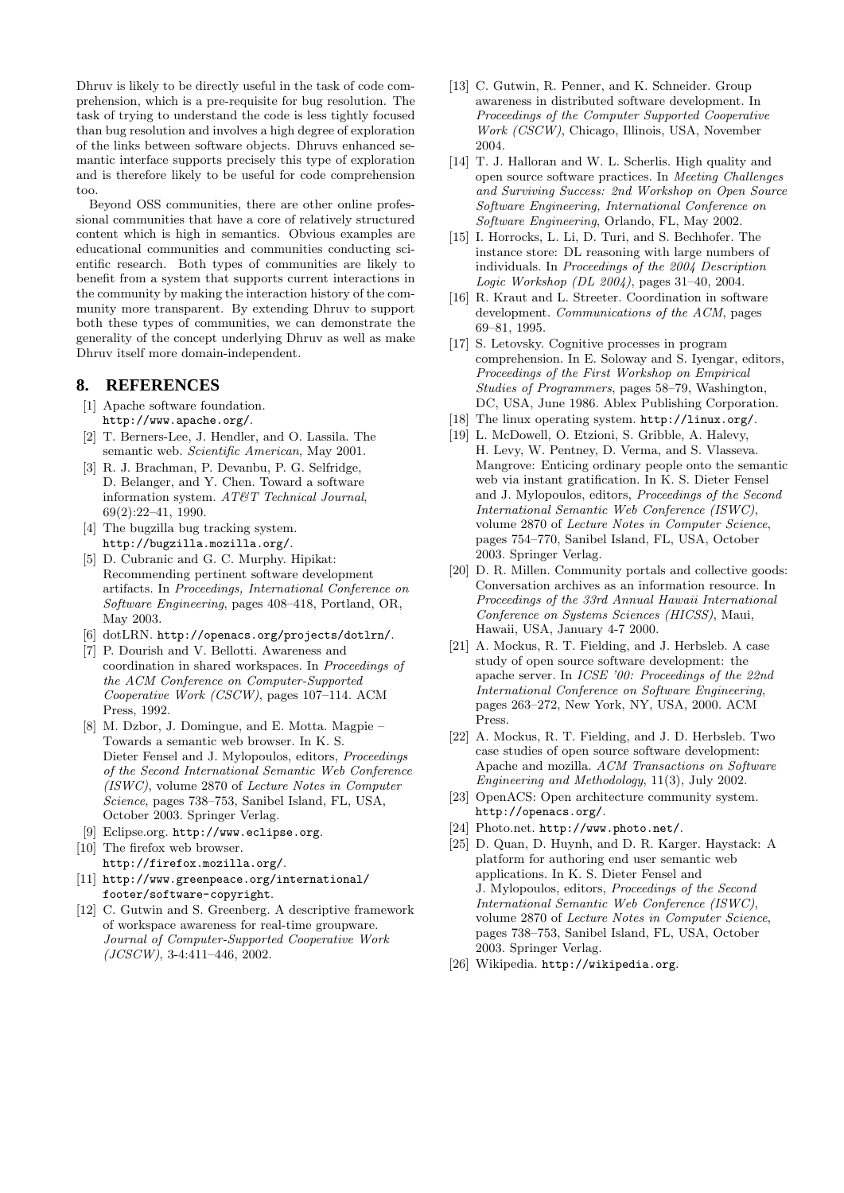Dhruv is likely to be directly useful in the task of code comprehension, which is a pre-requisite for bug resolution. The task of trying to understand the code is less tightly focused than bug resolution and involves a high degree of exploration of the links between software objects. Dhruvs enhanced semantic interface supports precisely this type of exploration and is therefore likely to be useful for code comprehension too.

Beyond OSS communities, there are other online professional communities that have a core of relatively structured content which is high in semantics. Obvious examples are educational communities and communities conducting scientific research. Both types of communities are likely to benefit from a system that supports current interactions in the community by making the interaction history of the community more transparent. By extending Dhruv to support both these types of communities, we can demonstrate the generality of the concept underlying Dhruv as well as make Dhruv itself more domain-independent.

## 8. REFERENCES

[1] Apache software foundation. http://www.apache.org/.

[2] T. Berners-Lee, J. Hendler, and O. Lassila. The semantic web. *Scientific American*, May 2001.

[3] R. J. Brachman, P. Devanbu, P. G. Selfridge, D. Belanger, and Y. Chen. Toward a software information system. *AT&T Technical Journal*, 69(2):22–41, 1990.

[4] The bugzilla bug tracking system. http://bugzilla.mozilla.org/.

[5] D. Cubranic and G. C. Murphy. Hipikat: Recommending pertinent software development artifacts. In *Proceedings, International Conference on Software Engineering*, pages 408–418, Portland, OR, May 2003.

[6] dotLRN. http://openacs.org/projects/dotlrn/.

[7] P. Dourish and V. Bellotti. Awareness and coordination in shared workspaces. In *Proceedings of the ACM Conference on Computer-Supported Cooperative Work (CSCW)*, pages 107–114. ACM Press, 1992.

[8] M. Dzbor, J. Domingue, and E. Motta. Magpie – Towards a semantic web browser. In K. S. Dieter Fensel and J. Mylopoulos, editors, *Proceedings of the Second International Semantic Web Conference (ISWC)*, volume 2870 of *Lecture Notes in Computer Science*, pages 738–753, Sanibel Island, FL, USA, October 2003. Springer Verlag.

[9] Eclipse.org. http://www.eclipse.org.

[10] The firefox web browser. http://firefox.mozilla.org/.

[11] http://www.greenpeace.org/international/footer/software-copyright.

[12] C. Gutwin and S. Greenberg. A descriptive framework of workspace awareness for real-time groupware. *Journal of Computer-Supported Cooperative Work (JCSCW)*, 3-4:411–446, 2002.

[13] C. Gutwin, R. Penner, and K. Schneider. Group awareness in distributed software development. In *Proceedings of the Computer Supported Cooperative Work (CSCW)*, Chicago, Illinois, USA, November 2004.

[14] T. J. Halloran and W. L. Scherlis. High quality and open source software practices. In *Meeting Challenges and Surviving Success: 2nd Workshop on Open Source Software Engineering, International Conference on Software Engineering*, Orlando, FL, May 2002.

[15] I. Horrocks, L. Li, D. Turi, and S. Bechhofer. The instance store: DL reasoning with large numbers of individuals. In *Proceedings of the 2004 Description Logic Workshop (DL 2004)*, pages 31–40, 2004.

[16] R. Kraut and L. Streeter. Coordination in software development. *Communications of the ACM*, pages 69–81, 1995.

[17] S. Letovsky. Cognitive processes in program comprehension. In E. Soloway and S. Iyengar, editors, *Proceedings of the First Workshop on Empirical Studies of Programmers*, pages 58–79, Washington, DC, USA, June 1986. Ablex Publishing Corporation.

[18] The linux operating system. http://linux.org/.

[19] L. McDowell, O. Etzioni, S. Gribble, A. Halevy, H. Levy, W. Pentney, D. Verma, and S. Vlasseva. Mangrove: Enticing ordinary people onto the semantic web via instant gratification. In K. S. Dieter Fensel and J. Mylopoulos, editors, *Proceedings of the Second International Semantic Web Conference (ISWC)*, volume 2870 of *Lecture Notes in Computer Science*, pages 754–770, Sanibel Island, FL, USA, October 2003. Springer Verlag.

[20] D. R. Millen. Community portals and collective goods: Conversation archives as an information resource. In *Proceedings of the 33rd Annual Hawaii International Conference on Systems Sciences (HICSS)*, Maui, Hawaii, USA, January 4-7 2000.

[21] A. Mockus, R. T. Fielding, and J. Herbsleb. A case study of open source software development: the apache server. In *ICSE '00: Proceedings of the 22nd International Conference on Software Engineering*, pages 263–272, New York, NY, USA, 2000. ACM Press.

[22] A. Mockus, R. T. Fielding, and J. D. Herbsleb. Two case studies of open source software development: Apache and mozilla. *ACM Transactions on Software Engineering and Methodology*, 11(3), July 2002.

[23] OpenACS: Open architecture community system. http://openacs.org/.

[24] Photo.net. http://www.photo.net/.

[25] D. Quan, D. Huynh, and D. R. Karger. Haystack: A platform for authoring end user semantic web applications. In K. S. Dieter Fensel and J. Mylopoulos, editors, *Proceedings of the Second International Semantic Web Conference (ISWC)*, volume 2870 of *Lecture Notes in Computer Science*, pages 738–753, Sanibel Island, FL, USA, October 2003. Springer Verlag.

[26] Wikipedia. http://wikipedia.org.